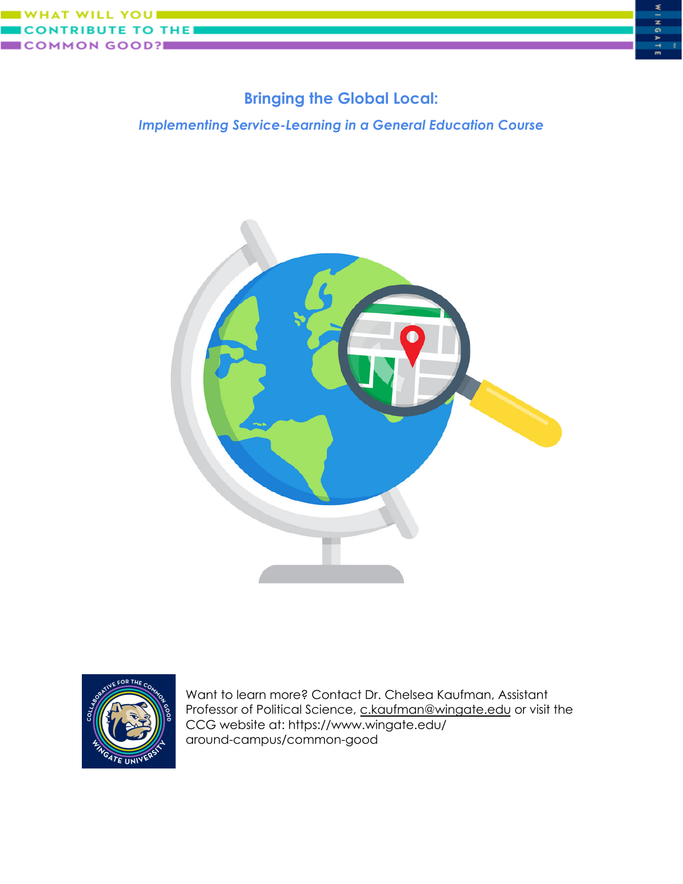WHAT WILL YOU CONTRIBUTE TO THE COMMON GOOD?

# Bringing the Global Local:

## *Implementing Service-Learning in a General Education Course*

Want to learn more? Contact Dr. Chelsea Kaufman, Assistant Professor of Political Science, c.kaufman@wingate.edu or visit the CCG website at: https://www.wingate.edu/around-campus/common-good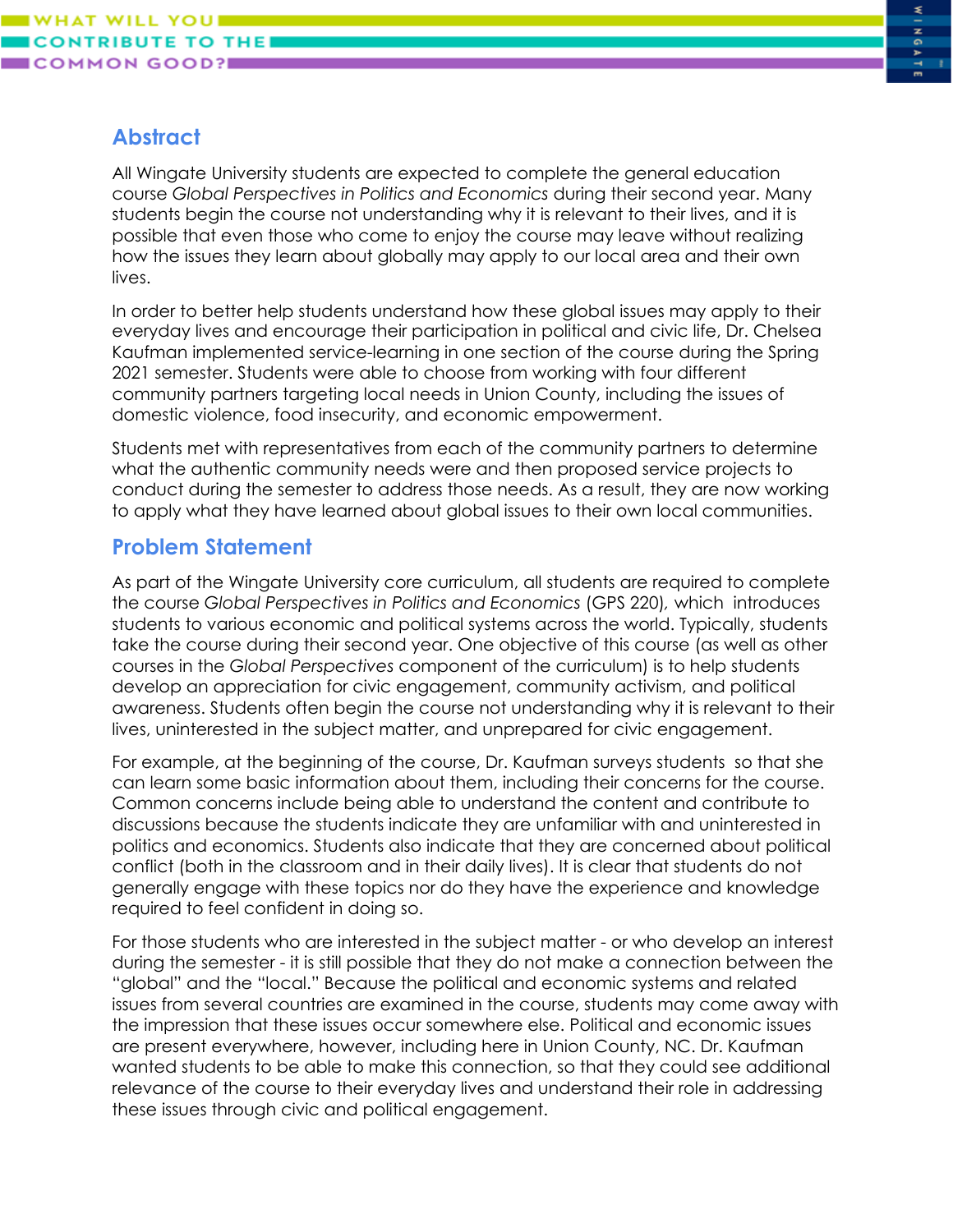## Abstract

All Wingate University students are expected to complete the general education course *Global Perspectives in Politics and Economics* during their second year. Many students begin the course not understanding why it is relevant to their lives, and it is possible that even those who come to enjoy the course may leave without realizing how the issues they learn about globally may apply to our local area and their own lives.

In order to better help students understand how these global issues may apply to their everyday lives and encourage their participation in political and civic life, Dr. Chelsea Kaufman implemented service-learning in one section of the course during the Spring 2021 semester. Students were able to choose from working with four different community partners targeting local needs in Union County, including the issues of domestic violence, food insecurity, and economic empowerment.

Students met with representatives from each of the community partners to determine what the authentic community needs were and then proposed service projects to conduct during the semester to address those needs. As a result, they are now working to apply what they have learned about global issues to their own local communities.

## Problem Statement

As part of the Wingate University core curriculum, all students are required to complete the course *Global Perspectives in Politics and Economics* (GPS 220), which introduces students to various economic and political systems across the world. Typically, students take the course during their second year. One objective of this course (as well as other courses in the *Global Perspectives* component of the curriculum) is to help students develop an appreciation for civic engagement, community activism, and political awareness. Students often begin the course not understanding why it is relevant to their lives, uninterested in the subject matter, and unprepared for civic engagement.

For example, at the beginning of the course, Dr. Kaufman surveys students so that she can learn some basic information about them, including their concerns for the course. Common concerns include being able to understand the content and contribute to discussions because the students indicate they are unfamiliar with and uninterested in politics and economics. Students also indicate that they are concerned about political conflict (both in the classroom and in their daily lives). It is clear that students do not generally engage with these topics nor do they have the experience and knowledge required to feel confident in doing so.

For those students who are interested in the subject matter - or who develop an interest during the semester - it is still possible that they do not make a connection between the "global" and the "local." Because the political and economic systems and related issues from several countries are examined in the course, students may come away with the impression that these issues occur somewhere else. Political and economic issues are present everywhere, however, including here in Union County, NC. Dr. Kaufman wanted students to be able to make this connection, so that they could see additional relevance of the course to their everyday lives and understand their role in addressing these issues through civic and political engagement.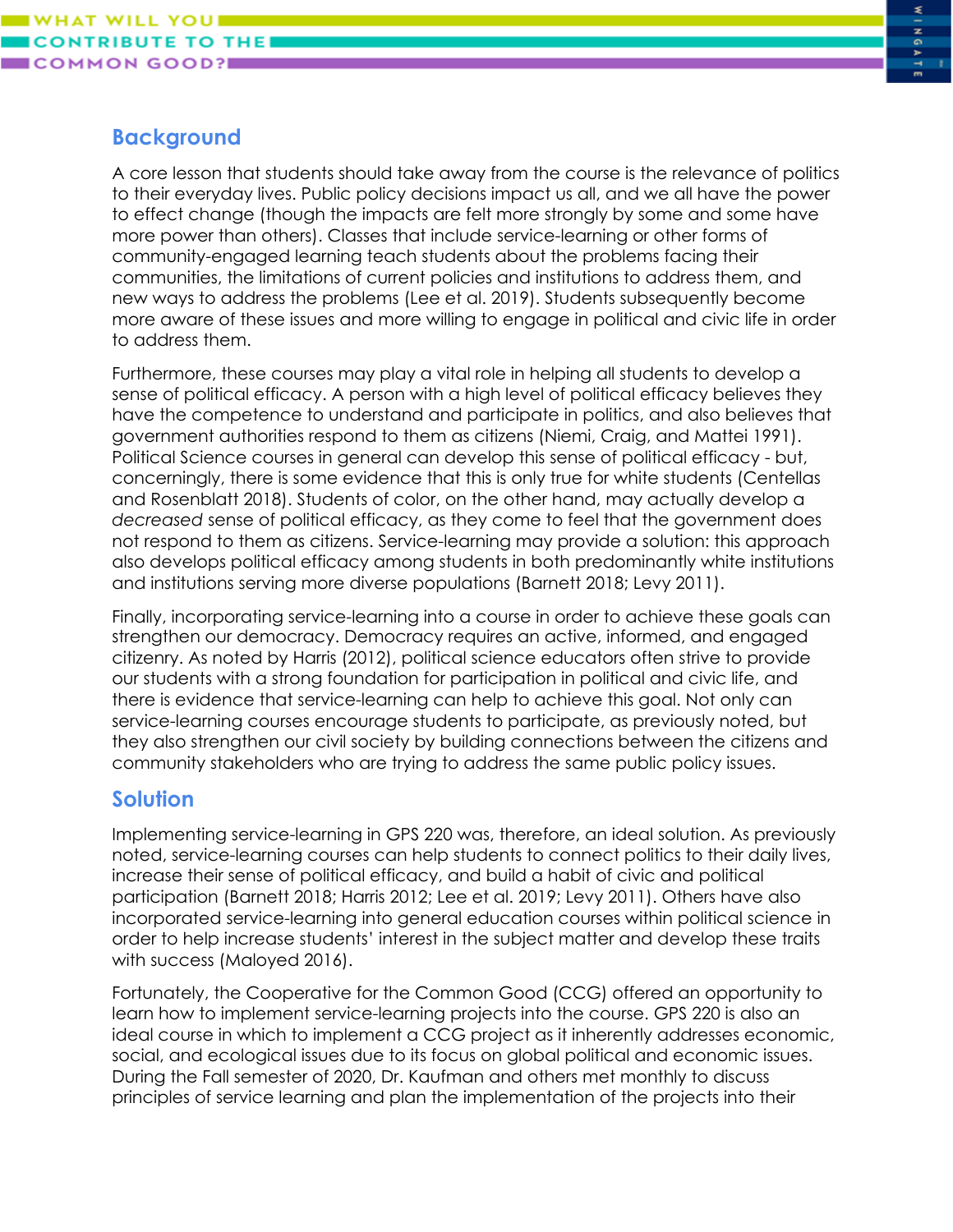## Background

A core lesson that students should take away from the course is the relevance of politics to their everyday lives. Public policy decisions impact us all, and we all have the power to effect change (though the impacts are felt more strongly by some and some have more power than others). Classes that include service-learning or other forms of community-engaged learning teach students about the problems facing their communities, the limitations of current policies and institutions to address them, and new ways to address the problems (Lee et al. 2019). Students subsequently become more aware of these issues and more willing to engage in political and civic life in order to address them.

Furthermore, these courses may play a vital role in helping all students to develop a sense of political efficacy. A person with a high level of political efficacy believes they have the competence to understand and participate in politics, and also believes that government authorities respond to them as citizens (Niemi, Craig, and Mattei 1991). Political Science courses in general can develop this sense of political efficacy - but, concerningly, there is some evidence that this is only true for white students (Centellas and Rosenblatt 2018). Students of color, on the other hand, may actually develop a *decreased* sense of political efficacy, as they come to feel that the government does not respond to them as citizens. Service-learning may provide a solution: this approach also develops political efficacy among students in both predominantly white institutions and institutions serving more diverse populations (Barnett 2018; Levy 2011).

Finally, incorporating service-learning into a course in order to achieve these goals can strengthen our democracy. Democracy requires an active, informed, and engaged citizenry. As noted by Harris (2012), political science educators often strive to provide our students with a strong foundation for participation in political and civic life, and there is evidence that service-learning can help to achieve this goal. Not only can service-learning courses encourage students to participate, as previously noted, but they also strengthen our civil society by building connections between the citizens and community stakeholders who are trying to address the same public policy issues.

## Solution

Implementing service-learning in GPS 220 was, therefore, an ideal solution. As previously noted, service-learning courses can help students to connect politics to their daily lives, increase their sense of political efficacy, and build a habit of civic and political participation (Barnett 2018; Harris 2012; Lee et al. 2019; Levy 2011). Others have also incorporated service-learning into general education courses within political science in order to help increase students' interest in the subject matter and develop these traits with success (Maloyed 2016).

Fortunately, the Cooperative for the Common Good (CCG) offered an opportunity to learn how to implement service-learning projects into the course. GPS 220 is also an ideal course in which to implement a CCG project as it inherently addresses economic, social, and ecological issues due to its focus on global political and economic issues. During the Fall semester of 2020, Dr. Kaufman and others met monthly to discuss principles of service learning and plan the implementation of the projects into their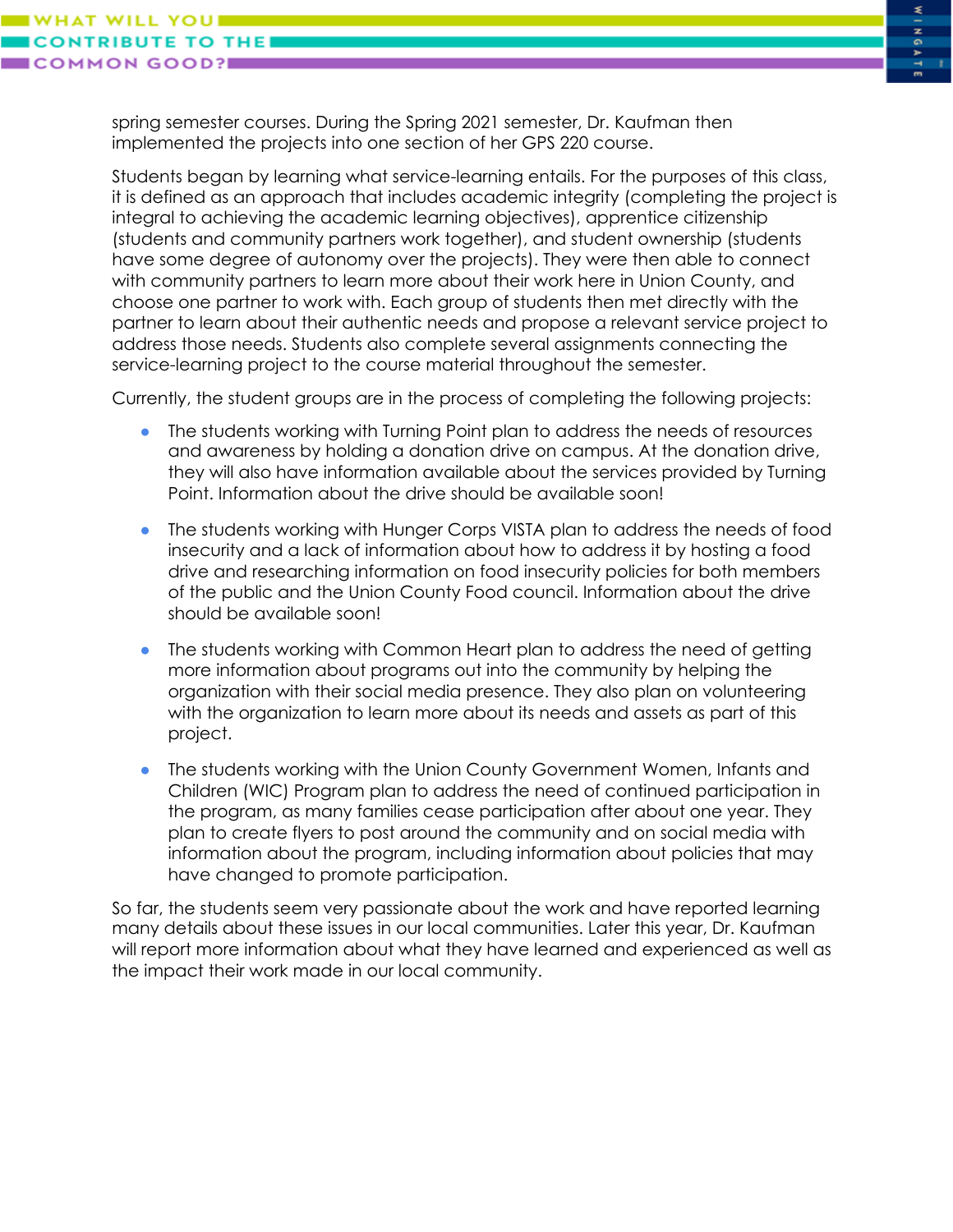spring semester courses. During the Spring 2021 semester, Dr. Kaufman then implemented the projects into one section of her GPS 220 course.

Students began by learning what service-learning entails. For the purposes of this class, it is defined as an approach that includes academic integrity (completing the project is integral to achieving the academic learning objectives), apprentice citizenship (students and community partners work together), and student ownership (students have some degree of autonomy over the projects). They were then able to connect with community partners to learn more about their work here in Union County, and choose one partner to work with. Each group of students then met directly with the partner to learn about their authentic needs and propose a relevant service project to address those needs. Students also complete several assignments connecting the service-learning project to the course material throughout the semester.

Currently, the student groups are in the process of completing the following projects:

- The students working with Turning Point plan to address the needs of resources and awareness by holding a donation drive on campus. At the donation drive, they will also have information available about the services provided by Turning Point. Information about the drive should be available soon!
- The students working with Hunger Corps VISTA plan to address the needs of food insecurity and a lack of information about how to address it by hosting a food drive and researching information on food insecurity policies for both members of the public and the Union County Food council. Information about the drive should be available soon!
- The students working with Common Heart plan to address the need of getting more information about programs out into the community by helping the organization with their social media presence. They also plan on volunteering with the organization to learn more about its needs and assets as part of this project.
- The students working with the Union County Government Women, Infants and Children (WIC) Program plan to address the need of continued participation in the program, as many families cease participation after about one year. They plan to create flyers to post around the community and on social media with information about the program, including information about policies that may have changed to promote participation.

So far, the students seem very passionate about the work and have reported learning many details about these issues in our local communities. Later this year, Dr. Kaufman will report more information about what they have learned and experienced as well as the impact their work made in our local community.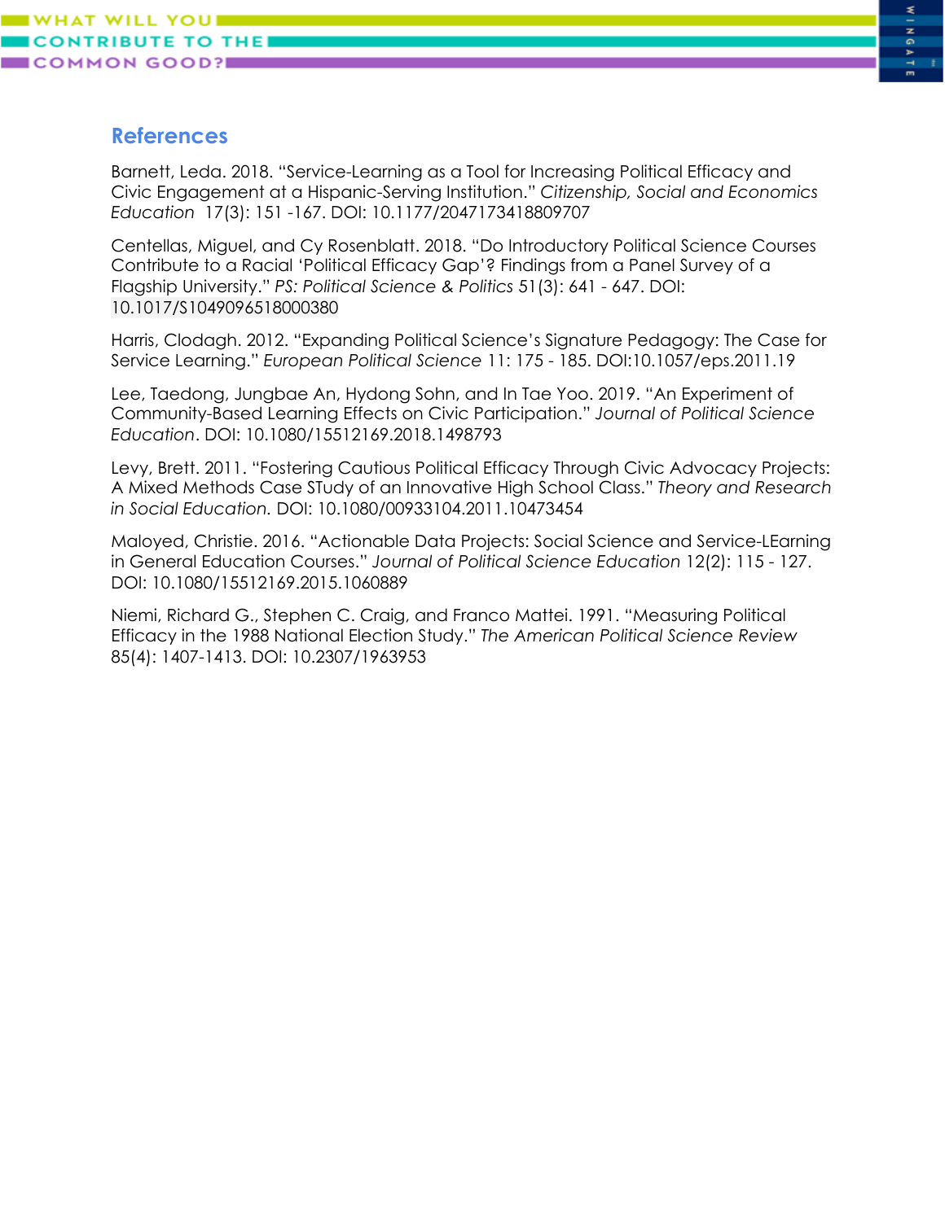## References

Barnett, Leda. 2018. "Service-Learning as a Tool for Increasing Political Efficacy and Civic Engagement at a Hispanic-Serving Institution." *Citizenship, Social and Economics Education* 17(3): 151 -167. DOI: 10.1177/2047173418809707

Centellas, Miguel, and Cy Rosenblatt. 2018. "Do Introductory Political Science Courses Contribute to a Racial 'Political Efficacy Gap'? Findings from a Panel Survey of a Flagship University." *PS: Political Science & Politics* 51(3): 641 - 647. DOI: 10.1017/S1049096518000380

Harris, Clodagh. 2012. "Expanding Political Science's Signature Pedagogy: The Case for Service Learning." *European Political Science* 11: 175 - 185. DOI:10.1057/eps.2011.19

Lee, Taedong, Jungbae An, Hydong Sohn, and In Tae Yoo. 2019. "An Experiment of Community-Based Learning Effects on Civic Participation." *Journal of Political Science Education*. DOI: 10.1080/15512169.2018.1498793

Levy, Brett. 2011. "Fostering Cautious Political Efficacy Through Civic Advocacy Projects: A Mixed Methods Case STudy of an Innovative High School Class." *Theory and Research in Social Education.* DOI: 10.1080/00933104.2011.10473454

Maloyed, Christie. 2016. "Actionable Data Projects: Social Science and Service-LEarning in General Education Courses." *Journal of Political Science Education* 12(2): 115 - 127. DOI: 10.1080/15512169.2015.1060889

Niemi, Richard G., Stephen C. Craig, and Franco Mattei. 1991. "Measuring Political Efficacy in the 1988 National Election Study." *The American Political Science Review* 85(4): 1407-1413. DOI: 10.2307/1963953